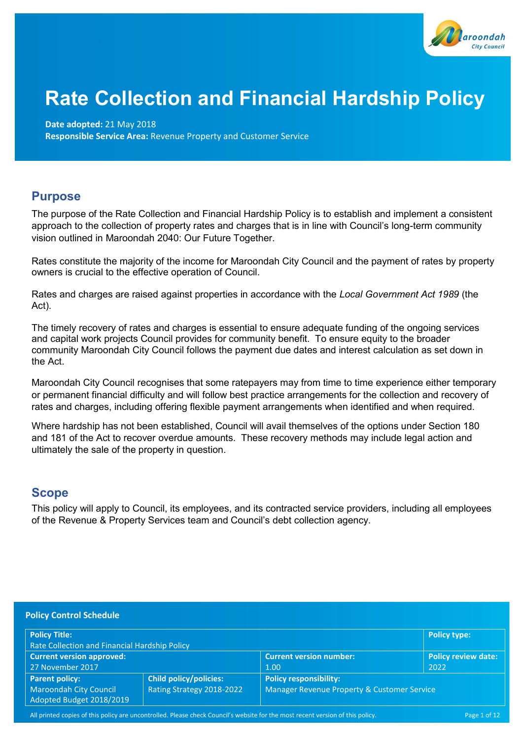# Rate Collection and Financial Hardship Policy

**Date adopted:** 21 May 2018
**Responsible Service Area:** Revenue Property and Customer Service

## Purpose

The purpose of the Rate Collection and Financial Hardship Policy is to establish and implement a consistent approach to the collection of property rates and charges that is in line with Council's long-term community vision outlined in Maroondah 2040: Our Future Together.

Rates constitute the majority of the income for Maroondah City Council and the payment of rates by property owners is crucial to the effective operation of Council.

Rates and charges are raised against properties in accordance with the *Local Government Act 1989* (the Act).

The timely recovery of rates and charges is essential to ensure adequate funding of the ongoing services and capital work projects Council provides for community benefit. To ensure equity to the broader community Maroondah City Council follows the payment due dates and interest calculation as set down in the Act.

Maroondah City Council recognises that some ratepayers may from time to time experience either temporary or permanent financial difficulty and will follow best practice arrangements for the collection and recovery of rates and charges, including offering flexible payment arrangements when identified and when required.

Where hardship has not been established, Council will avail themselves of the options under Section 180 and 181 of the Act to recover overdue amounts. These recovery methods may include legal action and ultimately the sale of the property in question.

## Scope

This policy will apply to Council, its employees, and its contracted service providers, including all employees of the Revenue & Property Services team and Council's debt collection agency.

**Policy Control Schedule**

| Policy Title: Rate Collection and Financial Hardship Policy | | | Policy type: |
|---|---|---|---|
| **Current version approved:** 27 November 2017 | | **Current version number:** 1.00 | **Policy review date:** 2022 |
| **Parent policy:** Maroondah City Council Adopted Budget 2018/2019 | **Child policy/policies:** Rating Strategy 2018-2022 | **Policy responsibility:** Manager Revenue Property & Customer Service | |

All printed copies of this policy are uncontrolled. Please check Council's website for the most recent version of this policy.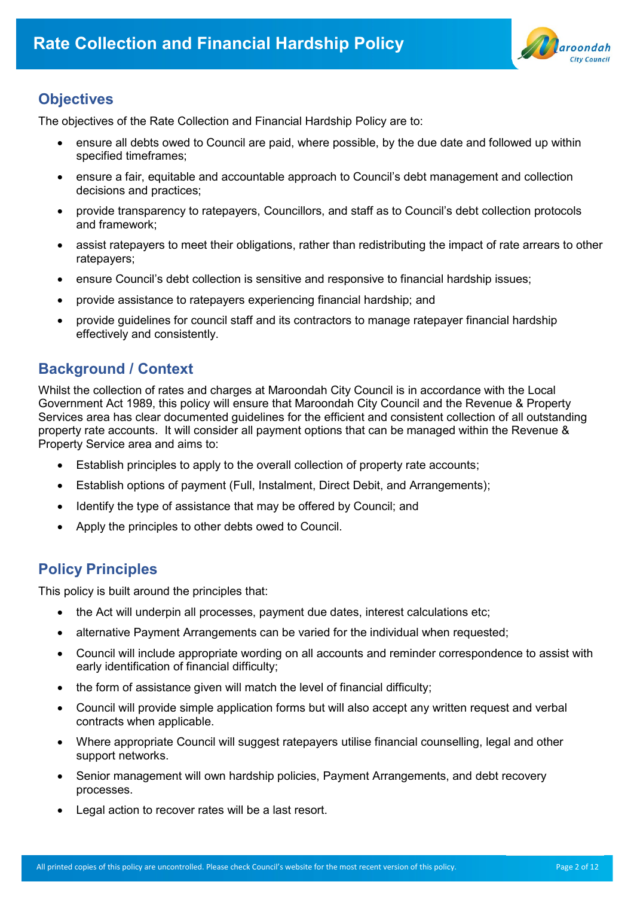## Objectives

The objectives of the Rate Collection and Financial Hardship Policy are to:

- ensure all debts owed to Council are paid, where possible, by the due date and followed up within specified timeframes;
- ensure a fair, equitable and accountable approach to Council's debt management and collection decisions and practices;
- provide transparency to ratepayers, Councillors, and staff as to Council's debt collection protocols and framework;
- assist ratepayers to meet their obligations, rather than redistributing the impact of rate arrears to other ratepayers;
- ensure Council's debt collection is sensitive and responsive to financial hardship issues;
- provide assistance to ratepayers experiencing financial hardship; and
- provide guidelines for council staff and its contractors to manage ratepayer financial hardship effectively and consistently.

## Background / Context

Whilst the collection of rates and charges at Maroondah City Council is in accordance with the Local Government Act 1989, this policy will ensure that Maroondah City Council and the Revenue & Property Services area has clear documented guidelines for the efficient and consistent collection of all outstanding property rate accounts. It will consider all payment options that can be managed within the Revenue & Property Service area and aims to:

- Establish principles to apply to the overall collection of property rate accounts;
- Establish options of payment (Full, Instalment, Direct Debit, and Arrangements);
- Identify the type of assistance that may be offered by Council; and
- Apply the principles to other debts owed to Council.

## Policy Principles

This policy is built around the principles that:

- the Act will underpin all processes, payment due dates, interest calculations etc;
- alternative Payment Arrangements can be varied for the individual when requested;
- Council will include appropriate wording on all accounts and reminder correspondence to assist with early identification of financial difficulty;
- the form of assistance given will match the level of financial difficulty;
- Council will provide simple application forms but will also accept any written request and verbal contracts when applicable.
- Where appropriate Council will suggest ratepayers utilise financial counselling, legal and other support networks.
- Senior management will own hardship policies, Payment Arrangements, and debt recovery processes.
- Legal action to recover rates will be a last resort.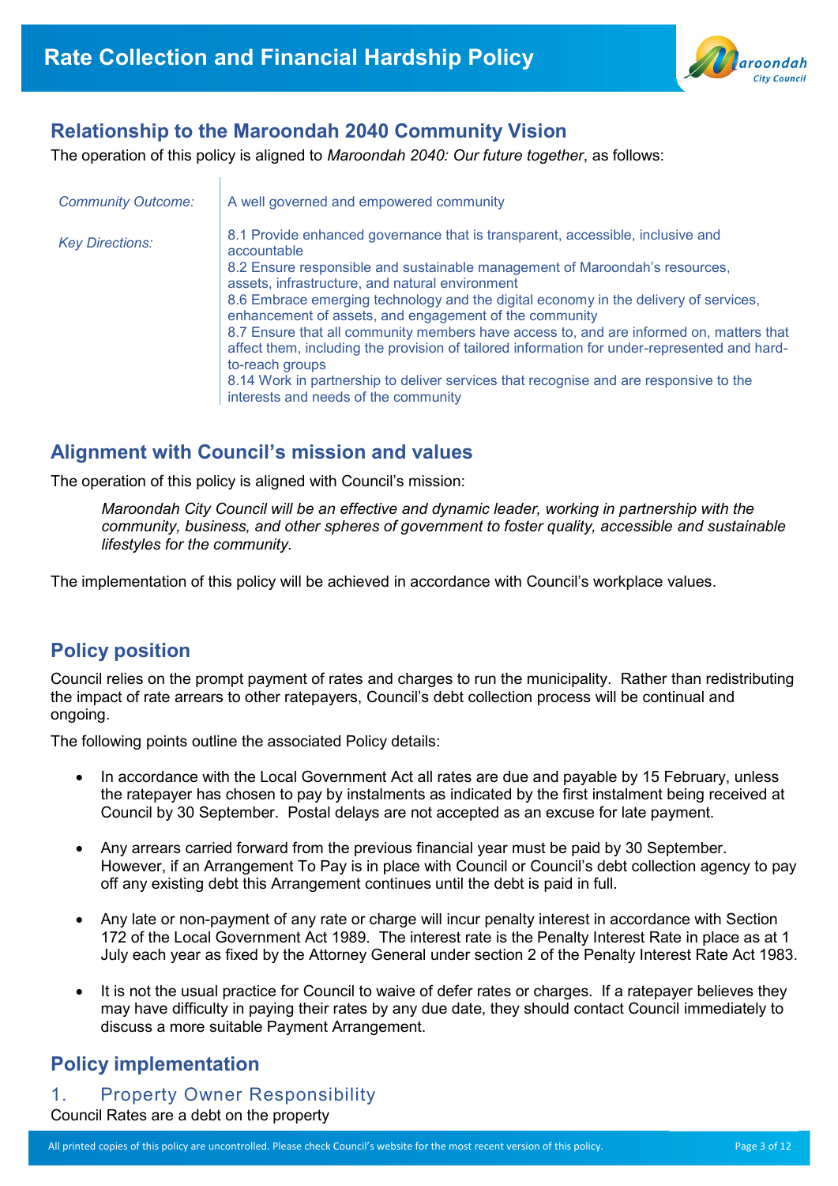# Rate Collection and Financial Hardship Policy

## Relationship to the Maroondah 2040 Community Vision

The operation of this policy is aligned to *Maroondah 2040: Our future together*, as follows:

| | |
|---|---|
| *Community Outcome:* | A well governed and empowered community |
| *Key Directions:* | 8.1 Provide enhanced governance that is transparent, accessible, inclusive and accountable<br>8.2 Ensure responsible and sustainable management of Maroondah's resources, assets, infrastructure, and natural environment<br>8.6 Embrace emerging technology and the digital economy in the delivery of services, enhancement of assets, and engagement of the community<br>8.7 Ensure that all community members have access to, and are informed on, matters that affect them, including the provision of tailored information for under-represented and hard-to-reach groups<br>8.14 Work in partnership to deliver services that recognise and are responsive to the interests and needs of the community |

## Alignment with Council's mission and values

The operation of this policy is aligned with Council's mission:

> *Maroondah City Council will be an effective and dynamic leader, working in partnership with the community, business, and other spheres of government to foster quality, accessible and sustainable lifestyles for the community.*

The implementation of this policy will be achieved in accordance with Council's workplace values.

## Policy position

Council relies on the prompt payment of rates and charges to run the municipality. Rather than redistributing the impact of rate arrears to other ratepayers, Council's debt collection process will be continual and ongoing.

The following points outline the associated Policy details:

- In accordance with the Local Government Act all rates are due and payable by 15 February, unless the ratepayer has chosen to pay by instalments as indicated by the first instalment being received at Council by 30 September. Postal delays are not accepted as an excuse for late payment.
- Any arrears carried forward from the previous financial year must be paid by 30 September. However, if an Arrangement To Pay is in place with Council or Council's debt collection agency to pay off any existing debt this Arrangement continues until the debt is paid in full.
- Any late or non-payment of any rate or charge will incur penalty interest in accordance with Section 172 of the Local Government Act 1989. The interest rate is the Penalty Interest Rate in place as at 1 July each year as fixed by the Attorney General under section 2 of the Penalty Interest Rate Act 1983.
- It is not the usual practice for Council to waive of defer rates or charges. If a ratepayer believes they may have difficulty in paying their rates by any due date, they should contact Council immediately to discuss a more suitable Payment Arrangement.

## Policy implementation

### 1. Property Owner Responsibility

Council Rates are a debt on the property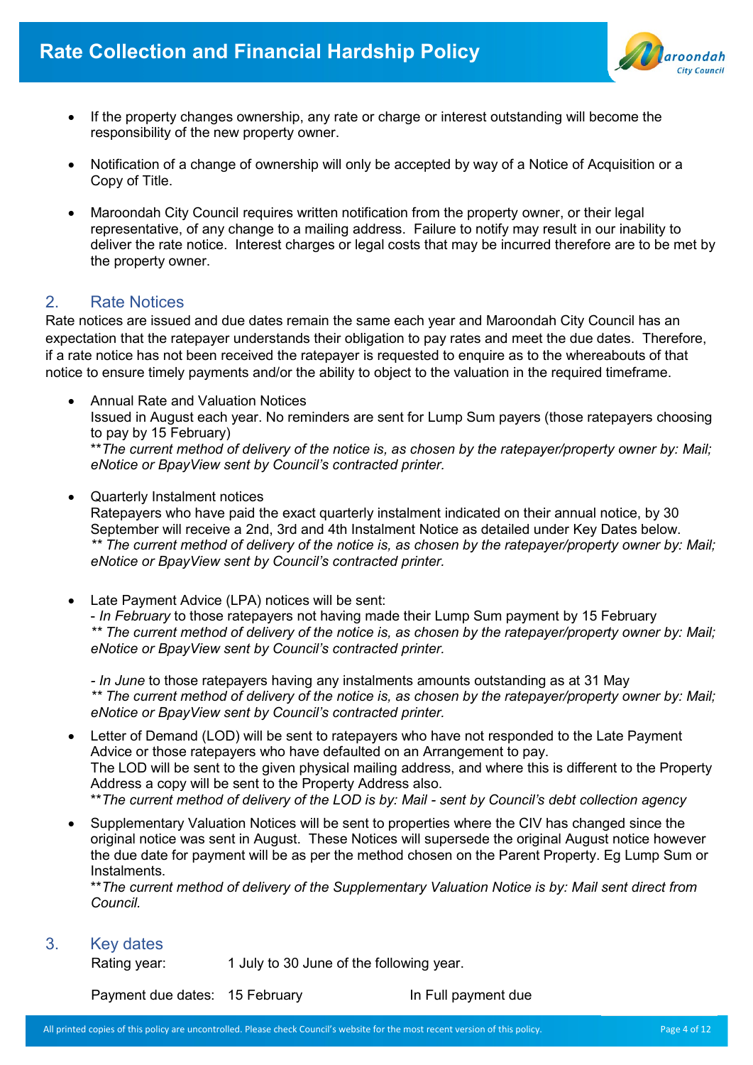- If the property changes ownership, any rate or charge or interest outstanding will become the responsibility of the new property owner.

- Notification of a change of ownership will only be accepted by way of a Notice of Acquisition or a Copy of Title.

- Maroondah City Council requires written notification from the property owner, or their legal representative, of any change to a mailing address. Failure to notify may result in our inability to deliver the rate notice. Interest charges or legal costs that may be incurred therefore are to be met by the property owner.

## 2. Rate Notices

Rate notices are issued and due dates remain the same each year and Maroondah City Council has an expectation that the ratepayer understands their obligation to pay rates and meet the due dates. Therefore, if a rate notice has not been received the ratepayer is requested to enquire as to the whereabouts of that notice to ensure timely payments and/or the ability to object to the valuation in the required timeframe.

- Annual Rate and Valuation Notices
  Issued in August each year. No reminders are sent for Lump Sum payers (those ratepayers choosing to pay by 15 February)
  ***The current method of delivery of the notice is, as chosen by the ratepayer/property owner by: Mail; eNotice or BpayView sent by Council's contracted printer.*

- Quarterly Instalment notices
  Ratepayers who have paid the exact quarterly instalment indicated on their annual notice, by 30 September will receive a 2nd, 3rd and 4th Instalment Notice as detailed under Key Dates below.
  *** The current method of delivery of the notice is, as chosen by the ratepayer/property owner by: Mail; eNotice or BpayView sent by Council's contracted printer.*

- Late Payment Advice (LPA) notices will be sent:
  - *In February* to those ratepayers not having made their Lump Sum payment by 15 February
  *** The current method of delivery of the notice is, as chosen by the ratepayer/property owner by: Mail; eNotice or BpayView sent by Council's contracted printer.*

  - *In June* to those ratepayers having any instalments amounts outstanding as at 31 May
  *** The current method of delivery of the notice is, as chosen by the ratepayer/property owner by: Mail; eNotice or BpayView sent by Council's contracted printer.*

- Letter of Demand (LOD) will be sent to ratepayers who have not responded to the Late Payment Advice or those ratepayers who have defaulted on an Arrangement to pay.
  The LOD will be sent to the given physical mailing address, and where this is different to the Property Address a copy will be sent to the Property Address also.
  ***The current method of delivery of the LOD is by: Mail - sent by Council's debt collection agency*

- Supplementary Valuation Notices will be sent to properties where the CIV has changed since the original notice was sent in August. These Notices will supersede the original August notice however the due date for payment will be as per the method chosen on the Parent Property. Eg Lump Sum or Instalments.
  ***The current method of delivery of the Supplementary Valuation Notice is by: Mail sent direct from Council.*

## 3. Key dates

Rating year: 1 July to 30 June of the following year.

Payment due dates: 15 February In Full payment due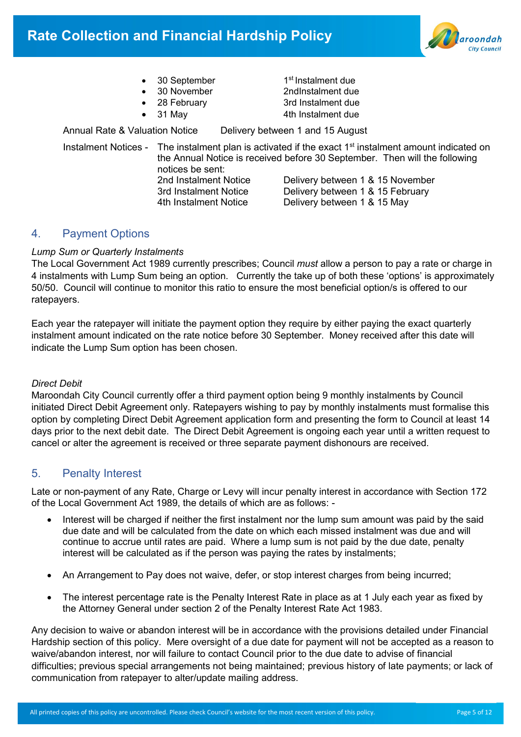- 30 September — 1st Instalment due
- 30 November — 2ndInstalment due
- 28 February — 3rd Instalment due
- 31 May — 4th Instalment due

Annual Rate & Valuation Notice — Delivery between 1 and 15 August

Instalment Notices - The instalment plan is activated if the exact 1st instalment amount indicated on the Annual Notice is received before 30 September. Then will the following notices be sent:

| | |
|---|---|
| 2nd Instalment Notice | Delivery between 1 & 15 November |
| 3rd Instalment Notice | Delivery between 1 & 15 February |
| 4th Instalment Notice | Delivery between 1 & 15 May |

## 4. Payment Options

*Lump Sum or Quarterly Instalments*

The Local Government Act 1989 currently prescribes; Council *must* allow a person to pay a rate or charge in 4 instalments with Lump Sum being an option. Currently the take up of both these 'options' is approximately 50/50. Council will continue to monitor this ratio to ensure the most beneficial option/s is offered to our ratepayers.

Each year the ratepayer will initiate the payment option they require by either paying the exact quarterly instalment amount indicated on the rate notice before 30 September. Money received after this date will indicate the Lump Sum option has been chosen.

*Direct Debit*

Maroondah City Council currently offer a third payment option being 9 monthly instalments by Council initiated Direct Debit Agreement only. Ratepayers wishing to pay by monthly instalments must formalise this option by completing Direct Debit Agreement application form and presenting the form to Council at least 14 days prior to the next debit date. The Direct Debit Agreement is ongoing each year until a written request to cancel or alter the agreement is received or three separate payment dishonours are received.

## 5. Penalty Interest

Late or non-payment of any Rate, Charge or Levy will incur penalty interest in accordance with Section 172 of the Local Government Act 1989, the details of which are as follows: -

- Interest will be charged if neither the first instalment nor the lump sum amount was paid by the said due date and will be calculated from the date on which each missed instalment was due and will continue to accrue until rates are paid. Where a lump sum is not paid by the due date, penalty interest will be calculated as if the person was paying the rates by instalments;
- An Arrangement to Pay does not waive, defer, or stop interest charges from being incurred;
- The interest percentage rate is the Penalty Interest Rate in place as at 1 July each year as fixed by the Attorney General under section 2 of the Penalty Interest Rate Act 1983.

Any decision to waive or abandon interest will be in accordance with the provisions detailed under Financial Hardship section of this policy. Mere oversight of a due date for payment will not be accepted as a reason to waive/abandon interest, nor will failure to contact Council prior to the due date to advise of financial difficulties; previous special arrangements not being maintained; previous history of late payments; or lack of communication from ratepayer to alter/update mailing address.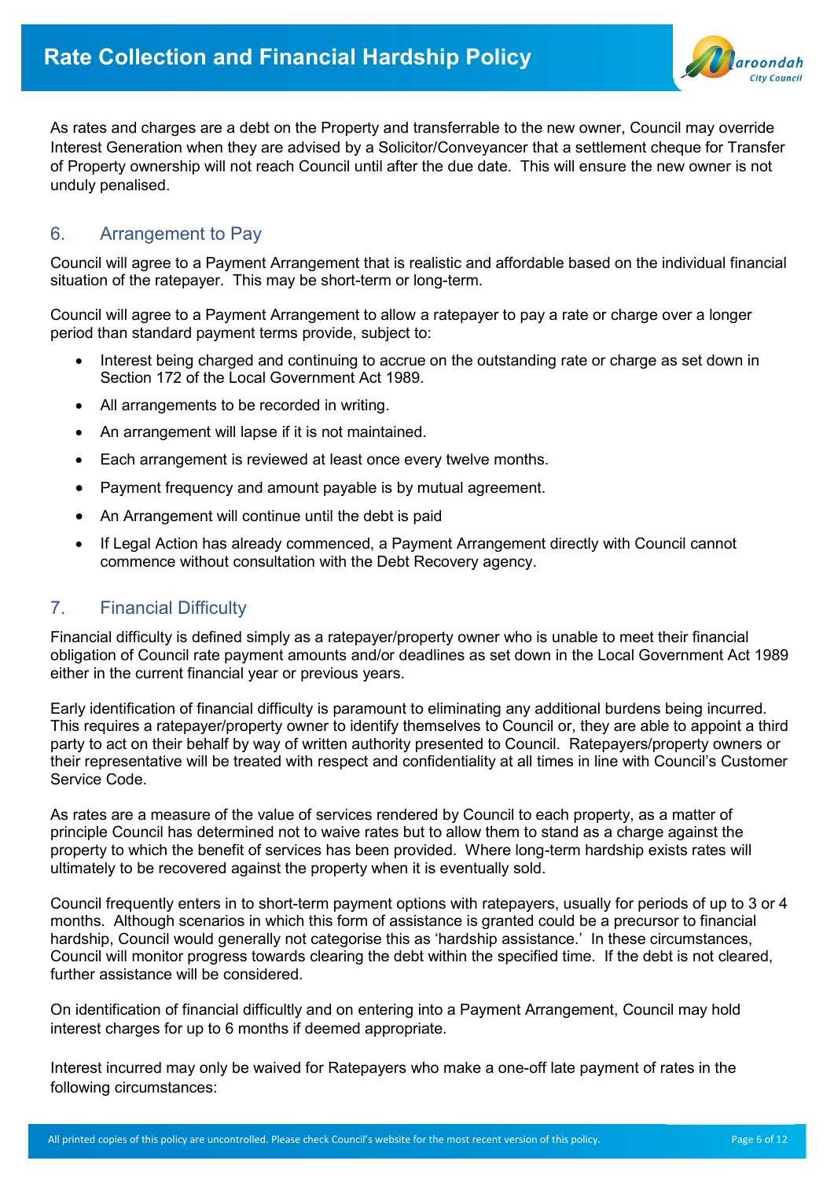As rates and charges are a debt on the Property and transferrable to the new owner, Council may override Interest Generation when they are advised by a Solicitor/Conveyancer that a settlement cheque for Transfer of Property ownership will not reach Council until after the due date. This will ensure the new owner is not unduly penalised.

## 6. Arrangement to Pay

Council will agree to a Payment Arrangement that is realistic and affordable based on the individual financial situation of the ratepayer. This may be short-term or long-term.

Council will agree to a Payment Arrangement to allow a ratepayer to pay a rate or charge over a longer period than standard payment terms provide, subject to:

- Interest being charged and continuing to accrue on the outstanding rate or charge as set down in Section 172 of the Local Government Act 1989.
- All arrangements to be recorded in writing.
- An arrangement will lapse if it is not maintained.
- Each arrangement is reviewed at least once every twelve months.
- Payment frequency and amount payable is by mutual agreement.
- An Arrangement will continue until the debt is paid
- If Legal Action has already commenced, a Payment Arrangement directly with Council cannot commence without consultation with the Debt Recovery agency.

## 7. Financial Difficulty

Financial difficulty is defined simply as a ratepayer/property owner who is unable to meet their financial obligation of Council rate payment amounts and/or deadlines as set down in the Local Government Act 1989 either in the current financial year or previous years.

Early identification of financial difficulty is paramount to eliminating any additional burdens being incurred. This requires a ratepayer/property owner to identify themselves to Council or, they are able to appoint a third party to act on their behalf by way of written authority presented to Council. Ratepayers/property owners or their representative will be treated with respect and confidentiality at all times in line with Council's Customer Service Code.

As rates are a measure of the value of services rendered by Council to each property, as a matter of principle Council has determined not to waive rates but to allow them to stand as a charge against the property to which the benefit of services has been provided. Where long-term hardship exists rates will ultimately to be recovered against the property when it is eventually sold.

Council frequently enters in to short-term payment options with ratepayers, usually for periods of up to 3 or 4 months. Although scenarios in which this form of assistance is granted could be a precursor to financial hardship, Council would generally not categorise this as 'hardship assistance.' In these circumstances, Council will monitor progress towards clearing the debt within the specified time. If the debt is not cleared, further assistance will be considered.

On identification of financial difficultly and on entering into a Payment Arrangement, Council may hold interest charges for up to 6 months if deemed appropriate.

Interest incurred may only be waived for Ratepayers who make a one-off late payment of rates in the following circumstances: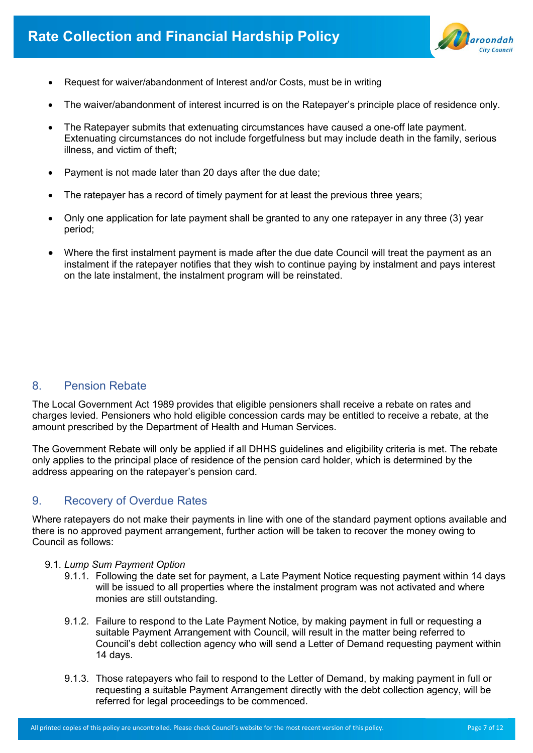- Request for waiver/abandonment of Interest and/or Costs, must be in writing
- The waiver/abandonment of interest incurred is on the Ratepayer's principle place of residence only.
- The Ratepayer submits that extenuating circumstances have caused a one-off late payment. Extenuating circumstances do not include forgetfulness but may include death in the family, serious illness, and victim of theft;
- Payment is not made later than 20 days after the due date;
- The ratepayer has a record of timely payment for at least the previous three years;
- Only one application for late payment shall be granted to any one ratepayer in any three (3) year period;
- Where the first instalment payment is made after the due date Council will treat the payment as an instalment if the ratepayer notifies that they wish to continue paying by instalment and pays interest on the late instalment, the instalment program will be reinstated.

## 8. Pension Rebate

The Local Government Act 1989 provides that eligible pensioners shall receive a rebate on rates and charges levied. Pensioners who hold eligible concession cards may be entitled to receive a rebate, at the amount prescribed by the Department of Health and Human Services.

The Government Rebate will only be applied if all DHHS guidelines and eligibility criteria is met. The rebate only applies to the principal place of residence of the pension card holder, which is determined by the address appearing on the ratepayer's pension card.

## 9. Recovery of Overdue Rates

Where ratepayers do not make their payments in line with one of the standard payment options available and there is no approved payment arrangement, further action will be taken to recover the money owing to Council as follows:

9.1. *Lump Sum Payment Option*

9.1.1. Following the date set for payment, a Late Payment Notice requesting payment within 14 days will be issued to all properties where the instalment program was not activated and where monies are still outstanding.

9.1.2. Failure to respond to the Late Payment Notice, by making payment in full or requesting a suitable Payment Arrangement with Council, will result in the matter being referred to Council's debt collection agency who will send a Letter of Demand requesting payment within 14 days.

9.1.3. Those ratepayers who fail to respond to the Letter of Demand, by making payment in full or requesting a suitable Payment Arrangement directly with the debt collection agency, will be referred for legal proceedings to be commenced.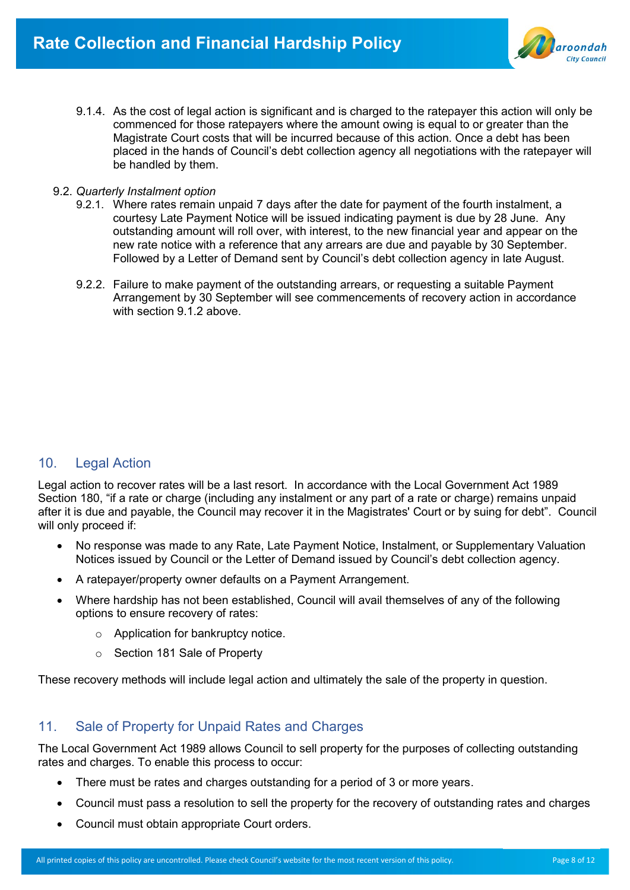9.1.4. As the cost of legal action is significant and is charged to the ratepayer this action will only be commenced for those ratepayers where the amount owing is equal to or greater than the Magistrate Court costs that will be incurred because of this action. Once a debt has been placed in the hands of Council's debt collection agency all negotiations with the ratepayer will be handled by them.

9.2. *Quarterly Instalment option*

9.2.1. Where rates remain unpaid 7 days after the date for payment of the fourth instalment, a courtesy Late Payment Notice will be issued indicating payment is due by 28 June. Any outstanding amount will roll over, with interest, to the new financial year and appear on the new rate notice with a reference that any arrears are due and payable by 30 September. Followed by a Letter of Demand sent by Council's debt collection agency in late August.

9.2.2. Failure to make payment of the outstanding arrears, or requesting a suitable Payment Arrangement by 30 September will see commencements of recovery action in accordance with section 9.1.2 above.

## 10. Legal Action

Legal action to recover rates will be a last resort. In accordance with the Local Government Act 1989 Section 180, "if a rate or charge (including any instalment or any part of a rate or charge) remains unpaid after it is due and payable, the Council may recover it in the Magistrates' Court or by suing for debt". Council will only proceed if:

- No response was made to any Rate, Late Payment Notice, Instalment, or Supplementary Valuation Notices issued by Council or the Letter of Demand issued by Council's debt collection agency.
- A ratepayer/property owner defaults on a Payment Arrangement.
- Where hardship has not been established, Council will avail themselves of any of the following options to ensure recovery of rates:
  - Application for bankruptcy notice.
  - Section 181 Sale of Property

These recovery methods will include legal action and ultimately the sale of the property in question.

## 11. Sale of Property for Unpaid Rates and Charges

The Local Government Act 1989 allows Council to sell property for the purposes of collecting outstanding rates and charges. To enable this process to occur:

- There must be rates and charges outstanding for a period of 3 or more years.
- Council must pass a resolution to sell the property for the recovery of outstanding rates and charges
- Council must obtain appropriate Court orders.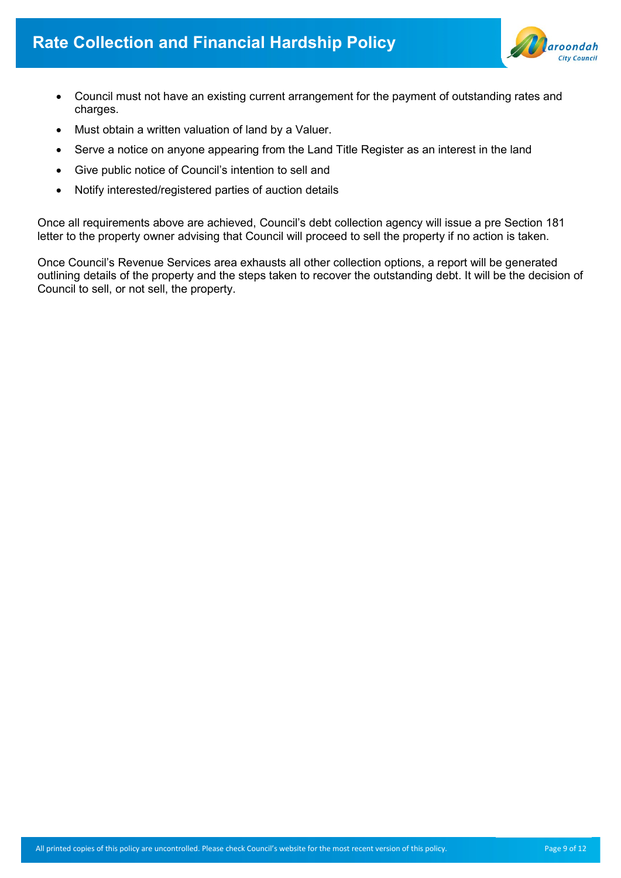- Council must not have an existing current arrangement for the payment of outstanding rates and charges.
- Must obtain a written valuation of land by a Valuer.
- Serve a notice on anyone appearing from the Land Title Register as an interest in the land
- Give public notice of Council's intention to sell and
- Notify interested/registered parties of auction details

Once all requirements above are achieved, Council's debt collection agency will issue a pre Section 181 letter to the property owner advising that Council will proceed to sell the property if no action is taken.

Once Council's Revenue Services area exhausts all other collection options, a report will be generated outlining details of the property and the steps taken to recover the outstanding debt. It will be the decision of Council to sell, or not sell, the property.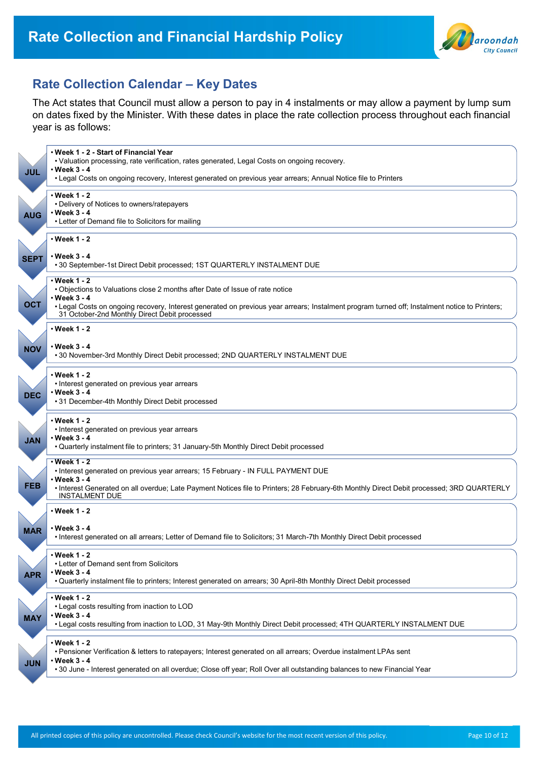## Rate Collection Calendar – Key Dates

The Act states that Council must allow a person to pay in 4 instalments or may allow a payment by lump sum on dates fixed by the Minister. With these dates in place the rate collection process throughout each financial year is as follows:

**JUL**

- **Week 1 - 2 - Start of Financial Year**
  - Valuation processing, rate verification, rates generated, Legal Costs on ongoing recovery.
- **Week 3 - 4**
  - Legal Costs on ongoing recovery, Interest generated on previous year arrears; Annual Notice file to Printers

**AUG**

- **Week 1 - 2**
  - Delivery of Notices to owners/ratepayers
- **Week 3 - 4**
  - Letter of Demand file to Solicitors for mailing

**SEPT**

- **Week 1 - 2**
- **Week 3 - 4**
  - 30 September-1st Direct Debit processed; 1ST QUARTERLY INSTALMENT DUE

**OCT**

- **Week 1 - 2**
  - Objections to Valuations close 2 months after Date of Issue of rate notice
- **Week 3 - 4**
  - Legal Costs on ongoing recovery, Interest generated on previous year arrears; Instalment program turned off; Instalment notice to Printers; 31 October-2nd Monthly Direct Debit processed

**NOV**

- **Week 1 - 2**
- **Week 3 - 4**
  - 30 November-3rd Monthly Direct Debit processed; 2ND QUARTERLY INSTALMENT DUE

**DEC**

- **Week 1 - 2**
  - Interest generated on previous year arrears
- **Week 3 - 4**
  - 31 December-4th Monthly Direct Debit processed

**JAN**

- **Week 1 - 2**
  - Interest generated on previous year arrears
- **Week 3 - 4**
  - Quarterly instalment file to printers; 31 January-5th Monthly Direct Debit processed

**FEB**

- **Week 1 - 2**
  - Interest generated on previous year arrears; 15 February - IN FULL PAYMENT DUE
- **Week 3 - 4**
  - Interest Generated on all overdue; Late Payment Notices file to Printers; 28 February-6th Monthly Direct Debit processed; 3RD QUARTERLY INSTALMENT DUE

**MAR**

- **Week 1 - 2**
- **Week 3 - 4**
  - Interest generated on all arrears; Letter of Demand file to Solicitors; 31 March-7th Monthly Direct Debit processed

**APR**

- **Week 1 - 2**
  - Letter of Demand sent from Solicitors
- **Week 3 - 4**
  - Quarterly instalment file to printers; Interest generated on arrears; 30 April-8th Monthly Direct Debit processed

**MAY**

- **Week 1 - 2**
  - Legal costs resulting from inaction to LOD
- **Week 3 - 4**
  - Legal costs resulting from inaction to LOD, 31 May-9th Monthly Direct Debit processed; 4TH QUARTERLY INSTALMENT DUE

**JUN**

- **Week 1 - 2**
  - Pensioner Verification & letters to ratepayers; Interest generated on all arrears; Overdue instalment LPAs sent
- **Week 3 - 4**
  - 30 June - Interest generated on all overdue; Close off year; Roll Over all outstanding balances to new Financial Year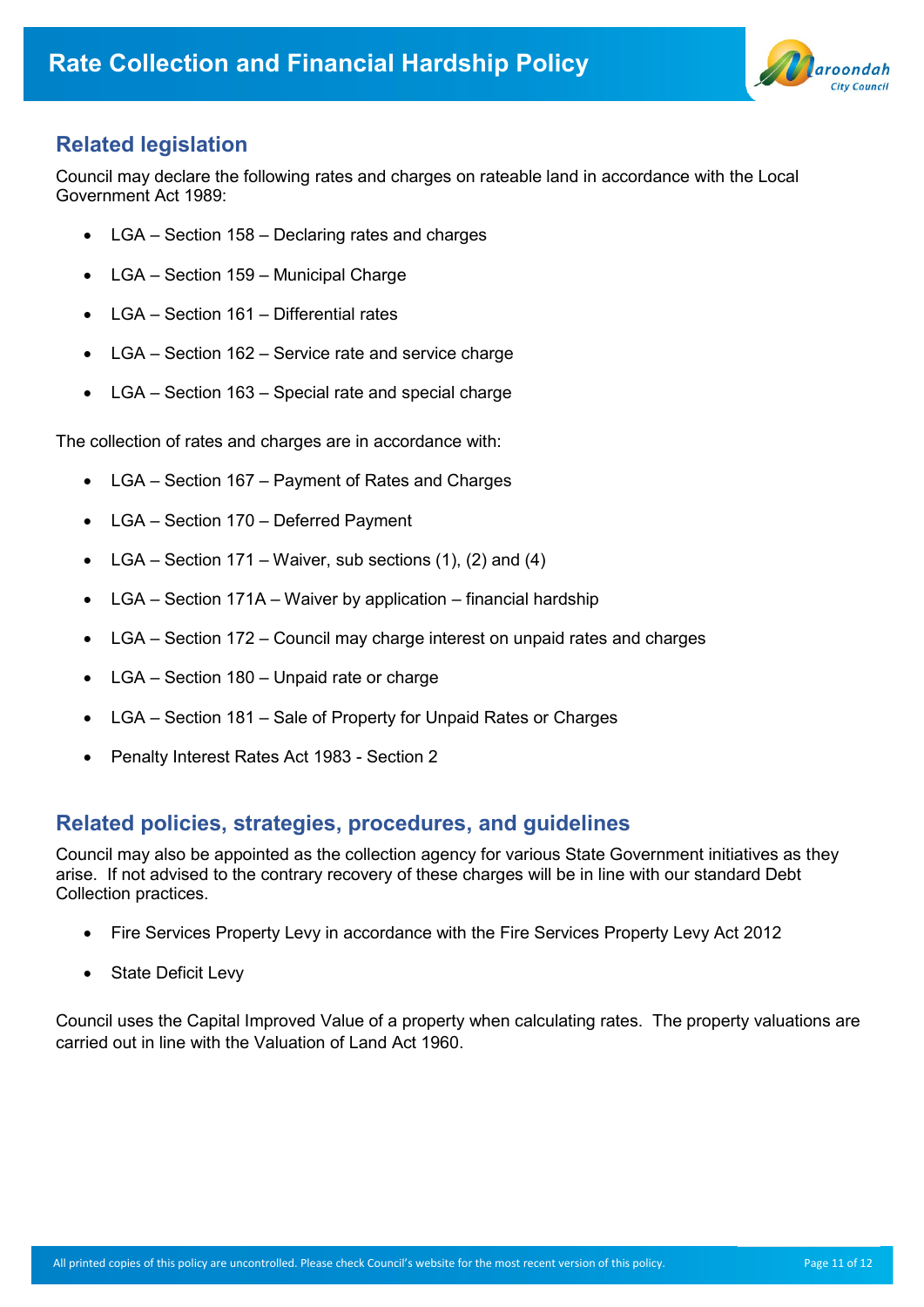## Related legislation

Council may declare the following rates and charges on rateable land in accordance with the Local Government Act 1989:

- LGA – Section 158 – Declaring rates and charges
- LGA – Section 159 – Municipal Charge
- LGA – Section 161 – Differential rates
- LGA – Section 162 – Service rate and service charge
- LGA – Section 163 – Special rate and special charge

The collection of rates and charges are in accordance with:

- LGA – Section 167 – Payment of Rates and Charges
- LGA – Section 170 – Deferred Payment
- LGA – Section 171 – Waiver, sub sections (1), (2) and (4)
- LGA – Section 171A – Waiver by application – financial hardship
- LGA – Section 172 – Council may charge interest on unpaid rates and charges
- LGA – Section 180 – Unpaid rate or charge
- LGA – Section 181 – Sale of Property for Unpaid Rates or Charges
- Penalty Interest Rates Act 1983 - Section 2

## Related policies, strategies, procedures, and guidelines

Council may also be appointed as the collection agency for various State Government initiatives as they arise. If not advised to the contrary recovery of these charges will be in line with our standard Debt Collection practices.

- Fire Services Property Levy in accordance with the Fire Services Property Levy Act 2012
- State Deficit Levy

Council uses the Capital Improved Value of a property when calculating rates. The property valuations are carried out in line with the Valuation of Land Act 1960.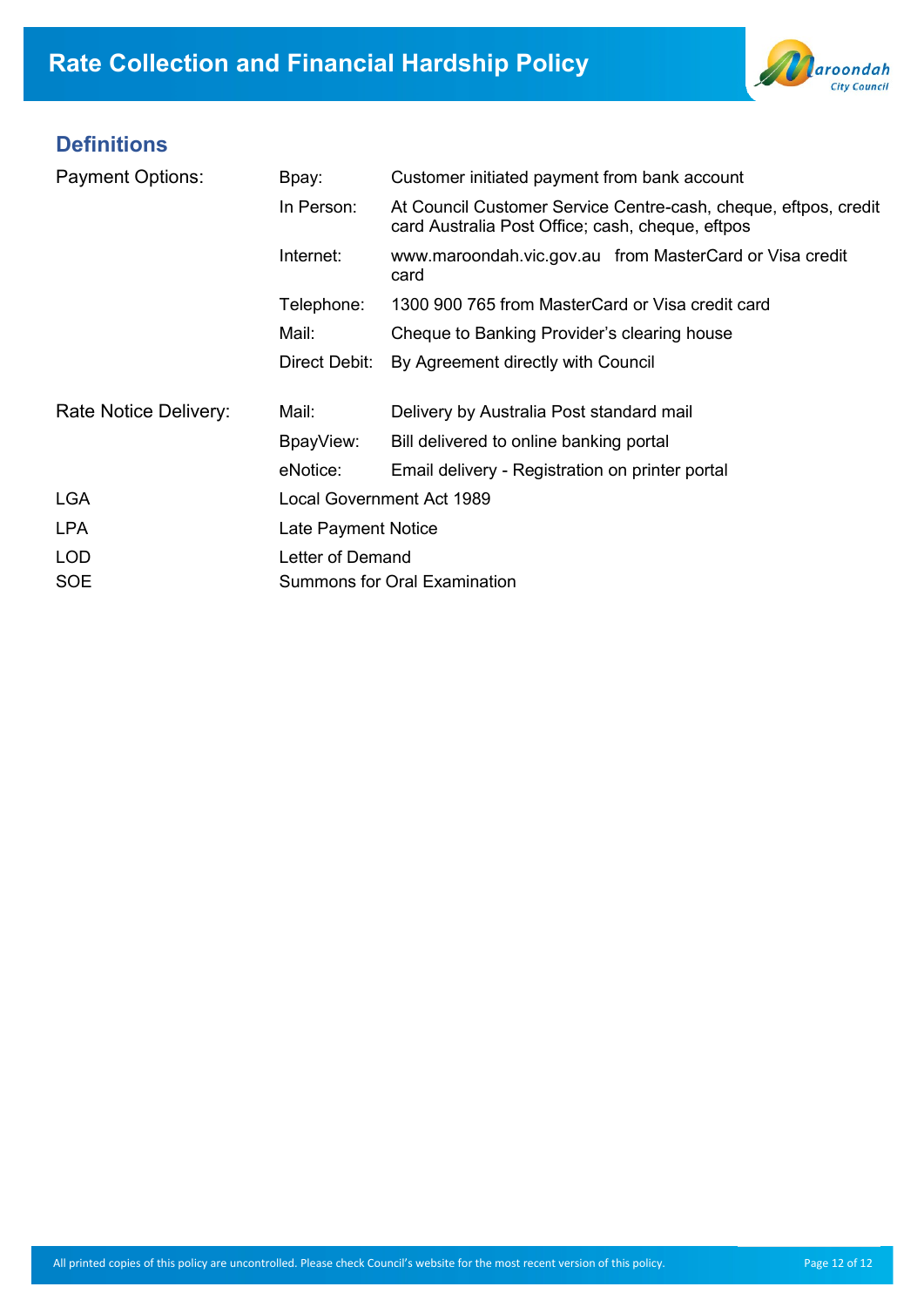## Definitions

| | | |
|---|---|---|
| Payment Options: | Bpay: | Customer initiated payment from bank account |
| | In Person: | At Council Customer Service Centre-cash, cheque, eftpos, credit card Australia Post Office; cash, cheque, eftpos |
| | Internet: | www.maroondah.vic.gov.au from MasterCard or Visa credit card |
| | Telephone: | 1300 900 765 from MasterCard or Visa credit card |
| | Mail: | Cheque to Banking Provider's clearing house |
| | Direct Debit: | By Agreement directly with Council |
| Rate Notice Delivery: | Mail: | Delivery by Australia Post standard mail |
| | BpayView: | Bill delivered to online banking portal |
| | eNotice: | Email delivery - Registration on printer portal |
| LGA | Local Government Act 1989 | |
| LPA | Late Payment Notice | |
| LOD | Letter of Demand | |
| SOE | Summons for Oral Examination | |